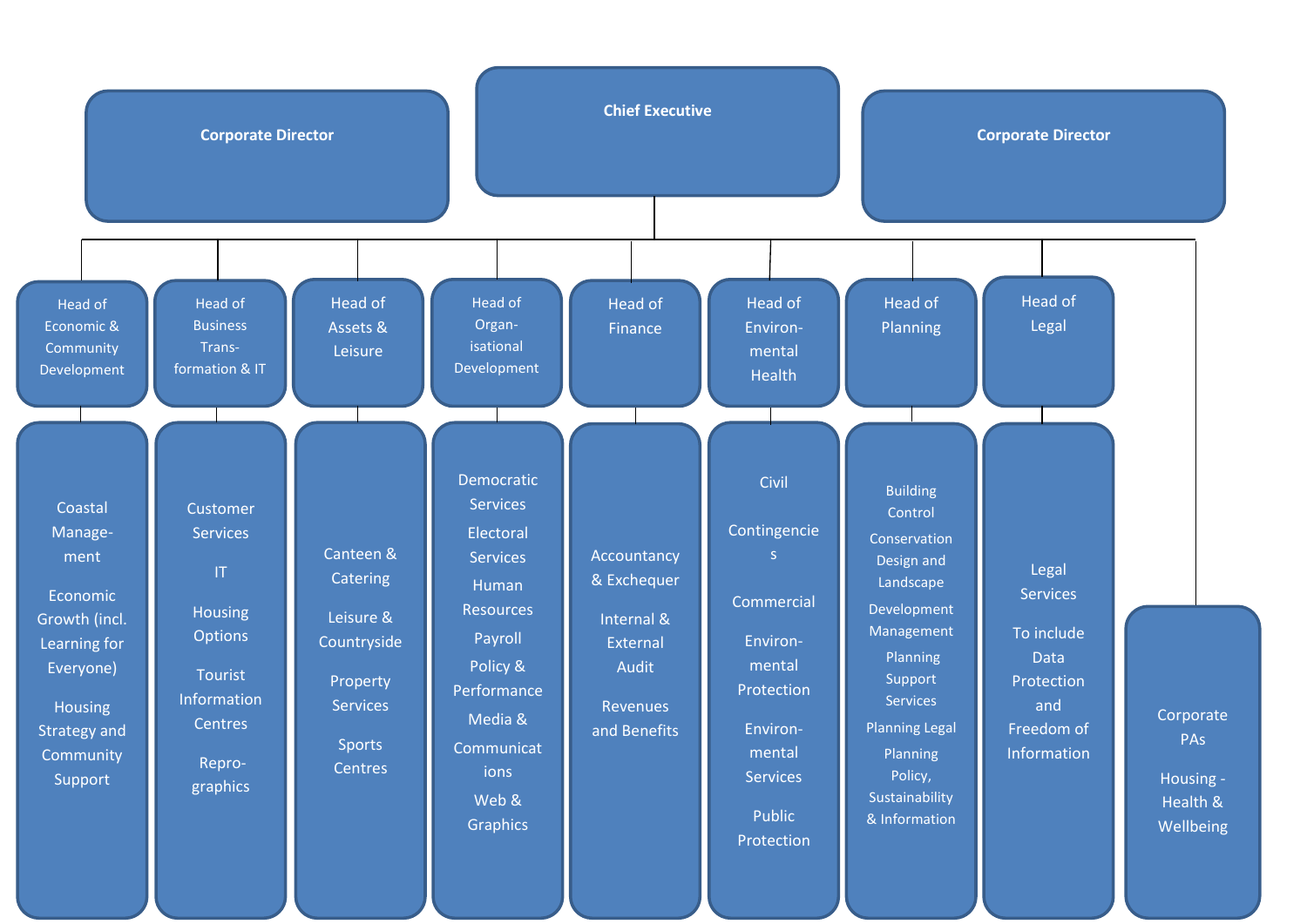# Chief Executive

**Corporate Director** | **Chief Executive** | **Corporate Director**

## Head of Economic & Community Development

- Coastal Management
- Economic Growth (incl. Learning for Everyone)
- Housing Strategy and Community Support

## Head of Business Transformation & IT

- Customer Services
- IT
- Housing Options
- Tourist Information Centres
- Reprographics

## Head of Assets & Leisure

- Canteen & Catering
- Leisure & Countryside
- Property Services
- Sports Centres

## Head of Organisational Development

- Democratic Services
- Electoral Services
- Human Resources
- Payroll
- Policy & Performance
- Media & Communications
- Web & Graphics

## Head of Finance

- Accountancy & Exchequer
- Internal & External Audit
- Revenues and Benefits

## Head of Environmental Health

- Civil Contingencies
- Commercial
- Environmental Protection
- Environmental Services
- Public Protection

## Head of Planning

- Building Control
- Conservation Design and Landscape
- Development Management
- Planning Support Services
- Planning Legal
- Planning Policy, Sustainability & Information

## Head of Legal

- Legal Services
- To include Data Protection and Freedom of Information

## (Reporting directly)

- Corporate PAs
- Housing - Health & Wellbeing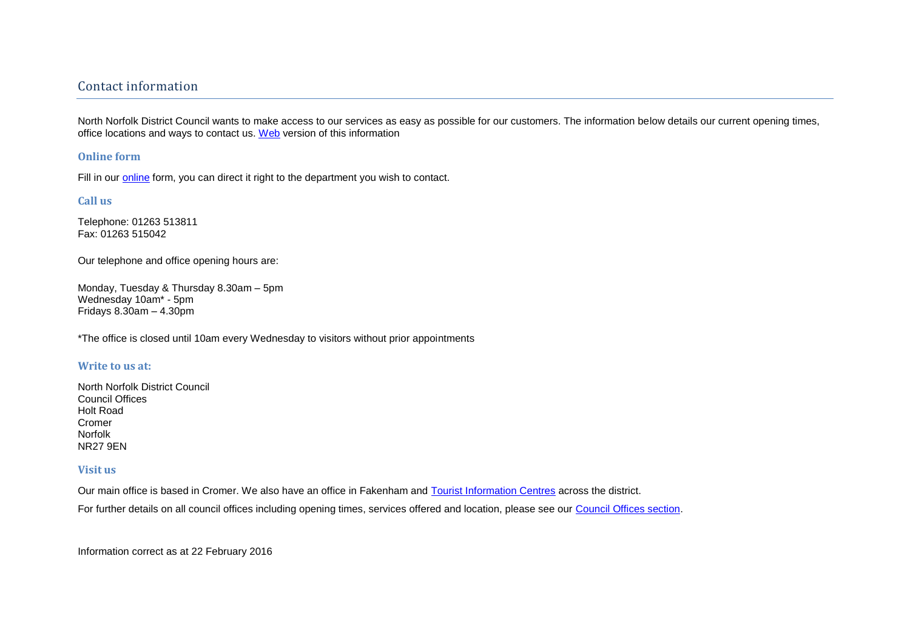## Contact information

North Norfolk District Council wants to make access to our services as easy as possible for our customers. The information below details our current opening times, office locations and ways to contact us. Web version of this information

### Online form

Fill in our online form, you can direct it right to the department you wish to contact.

### Call us

Telephone: 01263 513811
Fax: 01263 515042

Our telephone and office opening hours are:

Monday, Tuesday & Thursday 8.30am – 5pm
Wednesday 10am* - 5pm
Fridays 8.30am – 4.30pm

*The office is closed until 10am every Wednesday to visitors without prior appointments

### Write to us at:

North Norfolk District Council
Council Offices
Holt Road
Cromer
Norfolk
NR27 9EN

### Visit us

Our main office is based in Cromer. We also have an office in Fakenham and Tourist Information Centres across the district.

For further details on all council offices including opening times, services offered and location, please see our Council Offices section.

Information correct as at 22 February 2016